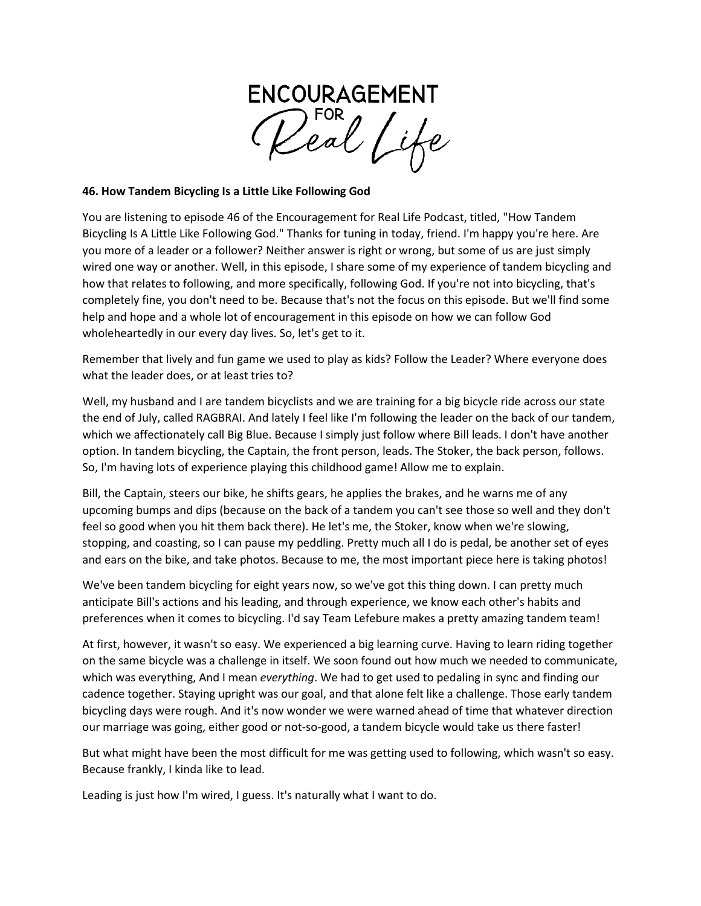# ENCOURAGEMENT FOR Real Life

**46. How Tandem Bicycling Is a Little Like Following God**

You are listening to episode 46 of the Encouragement for Real Life Podcast, titled, "How Tandem Bicycling Is A Little Like Following God." Thanks for tuning in today, friend. I'm happy you're here. Are you more of a leader or a follower? Neither answer is right or wrong, but some of us are just simply wired one way or another. Well, in this episode, I share some of my experience of tandem bicycling and how that relates to following, and more specifically, following God. If you're not into bicycling, that's completely fine, you don't need to be. Because that's not the focus on this episode. But we'll find some help and hope and a whole lot of encouragement in this episode on how we can follow God wholeheartedly in our every day lives. So, let's get to it.

Remember that lively and fun game we used to play as kids? Follow the Leader? Where everyone does what the leader does, or at least tries to?

Well, my husband and I are tandem bicyclists and we are training for a big bicycle ride across our state the end of July, called RAGBRAI. And lately I feel like I'm following the leader on the back of our tandem, which we affectionately call Big Blue. Because I simply just follow where Bill leads. I don't have another option. In tandem bicycling, the Captain, the front person, leads. The Stoker, the back person, follows. So, I'm having lots of experience playing this childhood game! Allow me to explain.

Bill, the Captain, steers our bike, he shifts gears, he applies the brakes, and he warns me of any upcoming bumps and dips (because on the back of a tandem you can't see those so well and they don't feel so good when you hit them back there). He let's me, the Stoker, know when we're slowing, stopping, and coasting, so I can pause my peddling. Pretty much all I do is pedal, be another set of eyes and ears on the bike, and take photos. Because to me, the most important piece here is taking photos!

We've been tandem bicycling for eight years now, so we've got this thing down. I can pretty much anticipate Bill's actions and his leading, and through experience, we know each other's habits and preferences when it comes to bicycling. I'd say Team Lefebure makes a pretty amazing tandem team!

At first, however, it wasn't so easy. We experienced a big learning curve. Having to learn riding together on the same bicycle was a challenge in itself. We soon found out how much we needed to communicate, which was everything, And I mean *everything*. We had to get used to pedaling in sync and finding our cadence together. Staying upright was our goal, and that alone felt like a challenge. Those early tandem bicycling days were rough. And it's now wonder we were warned ahead of time that whatever direction our marriage was going, either good or not-so-good, a tandem bicycle would take us there faster!

But what might have been the most difficult for me was getting used to following, which wasn't so easy. Because frankly, I kinda like to lead.

Leading is just how I'm wired, I guess. It's naturally what I want to do.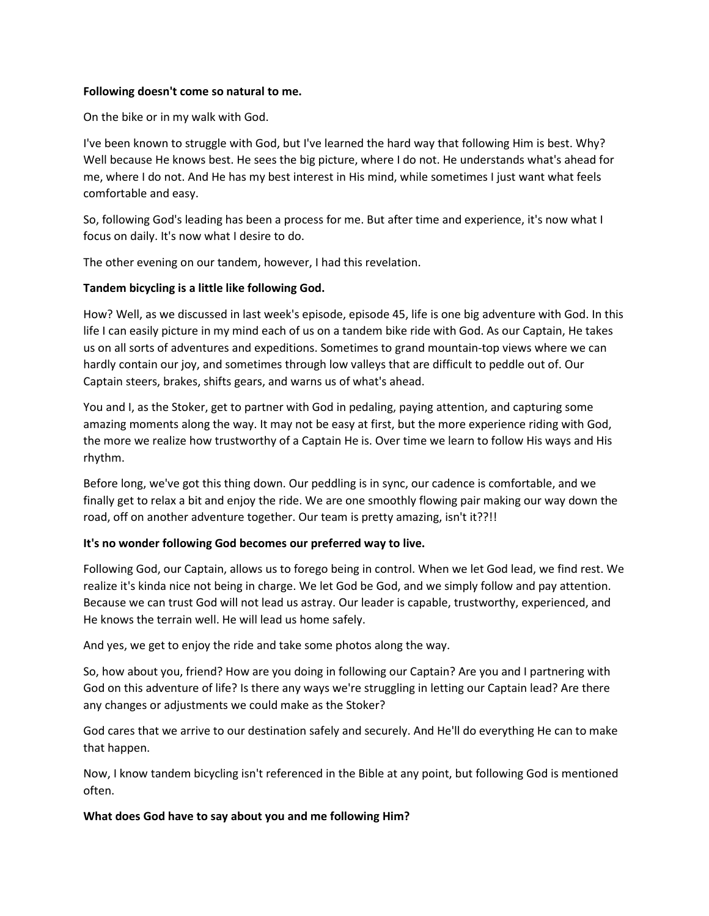**Following doesn't come so natural to me.**

On the bike or in my walk with God.

I've been known to struggle with God, but I've learned the hard way that following Him is best. Why? Well because He knows best. He sees the big picture, where I do not. He understands what's ahead for me, where I do not. And He has my best interest in His mind, while sometimes I just want what feels comfortable and easy.

So, following God's leading has been a process for me. But after time and experience, it's now what I focus on daily. It's now what I desire to do.

The other evening on our tandem, however, I had this revelation.

**Tandem bicycling is a little like following God.**

How? Well, as we discussed in last week's episode, episode 45, life is one big adventure with God. In this life I can easily picture in my mind each of us on a tandem bike ride with God. As our Captain, He takes us on all sorts of adventures and expeditions. Sometimes to grand mountain-top views where we can hardly contain our joy, and sometimes through low valleys that are difficult to peddle out of. Our Captain steers, brakes, shifts gears, and warns us of what's ahead.

You and I, as the Stoker, get to partner with God in pedaling, paying attention, and capturing some amazing moments along the way. It may not be easy at first, but the more experience riding with God, the more we realize how trustworthy of a Captain He is. Over time we learn to follow His ways and His rhythm.

Before long, we've got this thing down. Our peddling is in sync, our cadence is comfortable, and we finally get to relax a bit and enjoy the ride. We are one smoothly flowing pair making our way down the road, off on another adventure together. Our team is pretty amazing, isn't it??!!

**It's no wonder following God becomes our preferred way to live.**

Following God, our Captain, allows us to forego being in control. When we let God lead, we find rest. We realize it's kinda nice not being in charge. We let God be God, and we simply follow and pay attention. Because we can trust God will not lead us astray. Our leader is capable, trustworthy, experienced, and He knows the terrain well. He will lead us home safely.

And yes, we get to enjoy the ride and take some photos along the way.

So, how about you, friend? How are you doing in following our Captain? Are you and I partnering with God on this adventure of life? Is there any ways we're struggling in letting our Captain lead? Are there any changes or adjustments we could make as the Stoker?

God cares that we arrive to our destination safely and securely. And He'll do everything He can to make that happen.

Now, I know tandem bicycling isn't referenced in the Bible at any point, but following God is mentioned often.

**What does God have to say about you and me following Him?**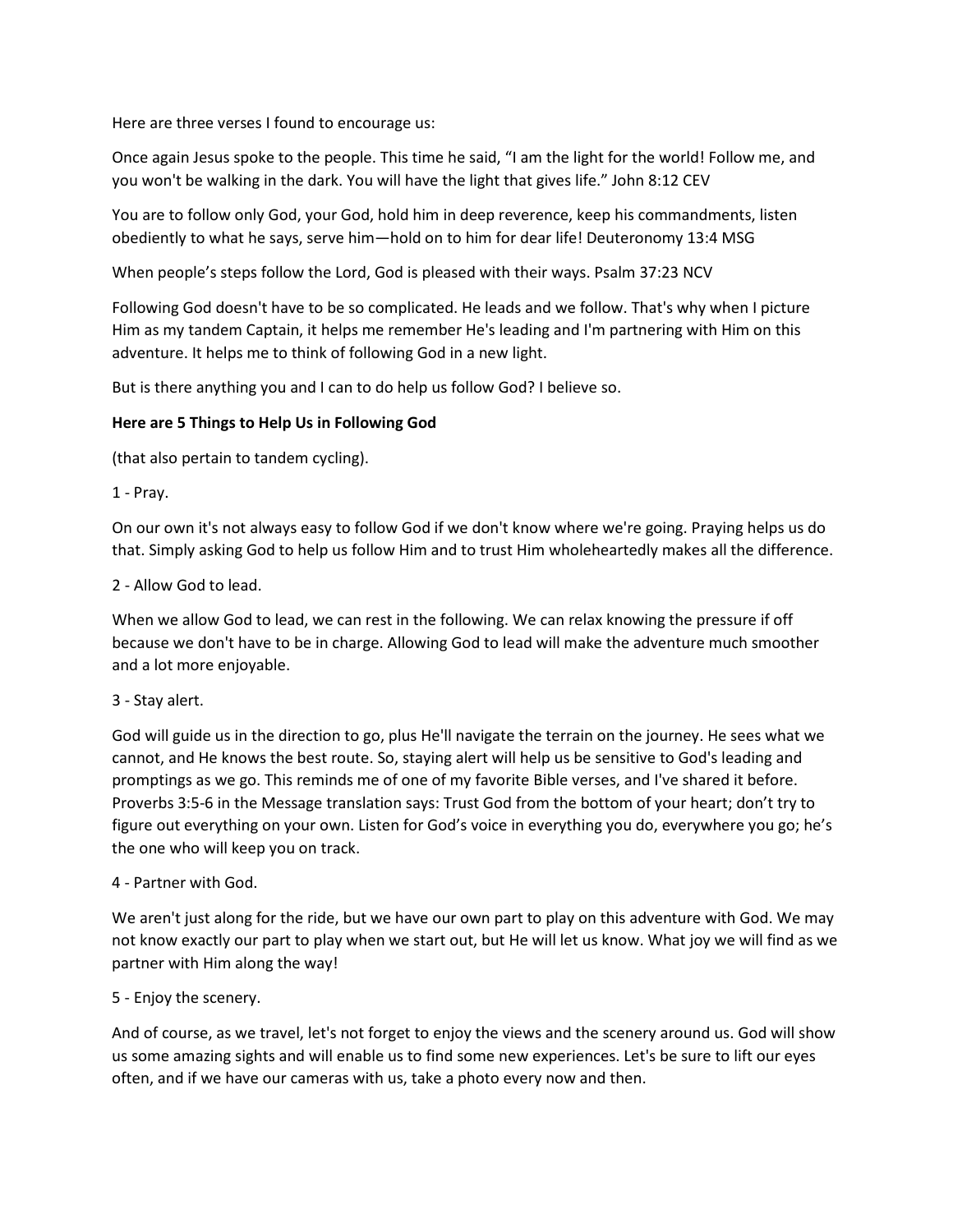Here are three verses I found to encourage us:

Once again Jesus spoke to the people. This time he said, "I am the light for the world! Follow me, and you won't be walking in the dark. You will have the light that gives life." John 8:12 CEV

You are to follow only God, your God, hold him in deep reverence, keep his commandments, listen obediently to what he says, serve him—hold on to him for dear life! Deuteronomy 13:4 MSG

When people's steps follow the Lord, God is pleased with their ways. Psalm 37:23 NCV

Following God doesn't have to be so complicated. He leads and we follow. That's why when I picture Him as my tandem Captain, it helps me remember He's leading and I'm partnering with Him on this adventure. It helps me to think of following God in a new light.

But is there anything you and I can to do help us follow God? I believe so.

**Here are 5 Things to Help Us in Following God**

(that also pertain to tandem cycling).

1 - Pray.

On our own it's not always easy to follow God if we don't know where we're going. Praying helps us do that. Simply asking God to help us follow Him and to trust Him wholeheartedly makes all the difference.

2 - Allow God to lead.

When we allow God to lead, we can rest in the following. We can relax knowing the pressure if off because we don't have to be in charge. Allowing God to lead will make the adventure much smoother and a lot more enjoyable.

3 - Stay alert.

God will guide us in the direction to go, plus He'll navigate the terrain on the journey. He sees what we cannot, and He knows the best route. So, staying alert will help us be sensitive to God's leading and promptings as we go. This reminds me of one of my favorite Bible verses, and I've shared it before. Proverbs 3:5-6 in the Message translation says: Trust God from the bottom of your heart; don't try to figure out everything on your own. Listen for God's voice in everything you do, everywhere you go; he's the one who will keep you on track.

4 - Partner with God.

We aren't just along for the ride, but we have our own part to play on this adventure with God. We may not know exactly our part to play when we start out, but He will let us know. What joy we will find as we partner with Him along the way!

5 - Enjoy the scenery.

And of course, as we travel, let's not forget to enjoy the views and the scenery around us. God will show us some amazing sights and will enable us to find some new experiences. Let's be sure to lift our eyes often, and if we have our cameras with us, take a photo every now and then.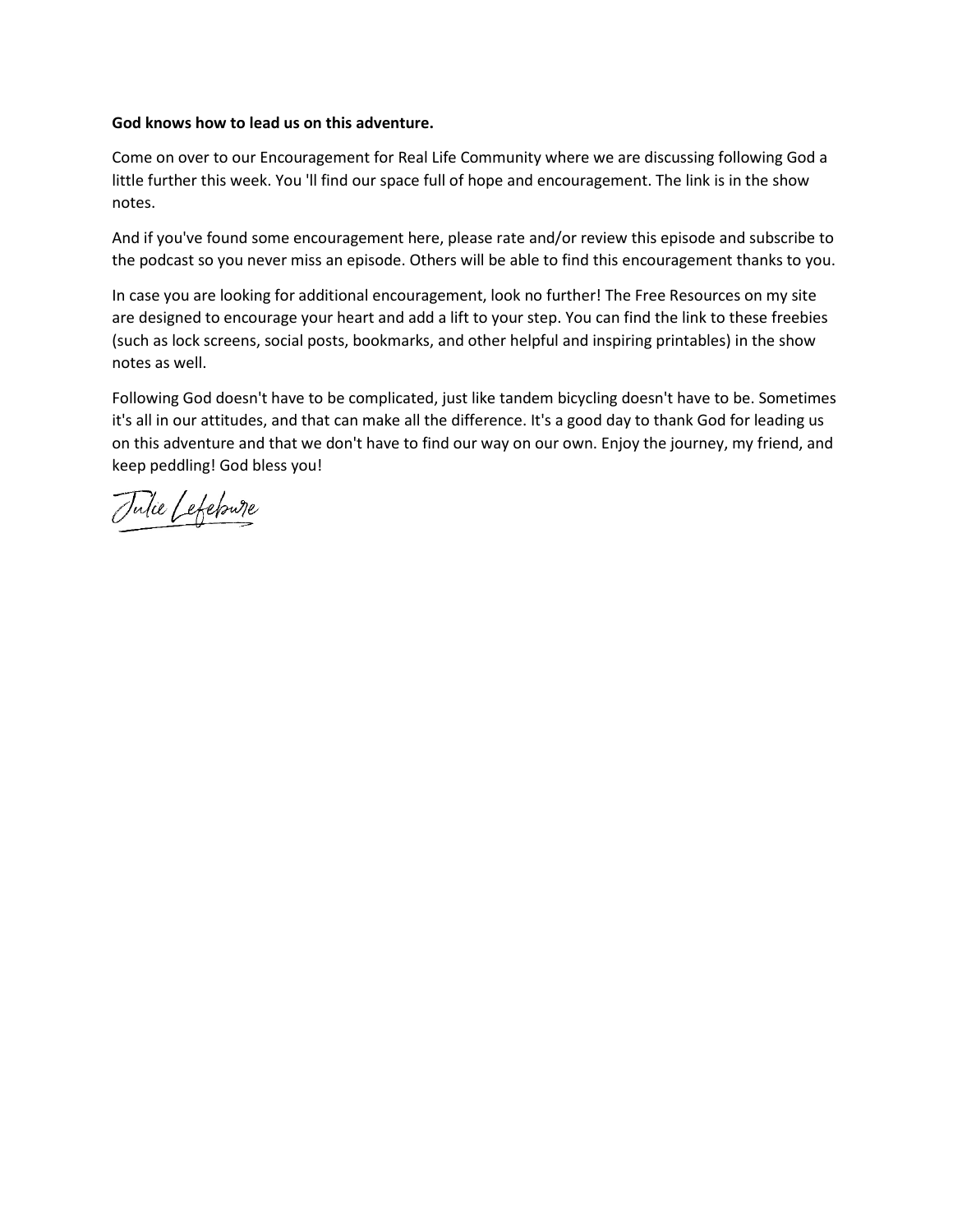**God knows how to lead us on this adventure.**

Come on over to our Encouragement for Real Life Community where we are discussing following God a little further this week. You 'll find our space full of hope and encouragement. The link is in the show notes.

And if you've found some encouragement here, please rate and/or review this episode and subscribe to the podcast so you never miss an episode. Others will be able to find this encouragement thanks to you.

In case you are looking for additional encouragement, look no further! The Free Resources on my site are designed to encourage your heart and add a lift to your step. You can find the link to these freebies (such as lock screens, social posts, bookmarks, and other helpful and inspiring printables) in the show notes as well.

Following God doesn't have to be complicated, just like tandem bicycling doesn't have to be. Sometimes it's all in our attitudes, and that can make all the difference. It's a good day to thank God for leading us on this adventure and that we don't have to find our way on our own. Enjoy the journey, my friend, and keep peddling! God bless you!

Julie Lefebure